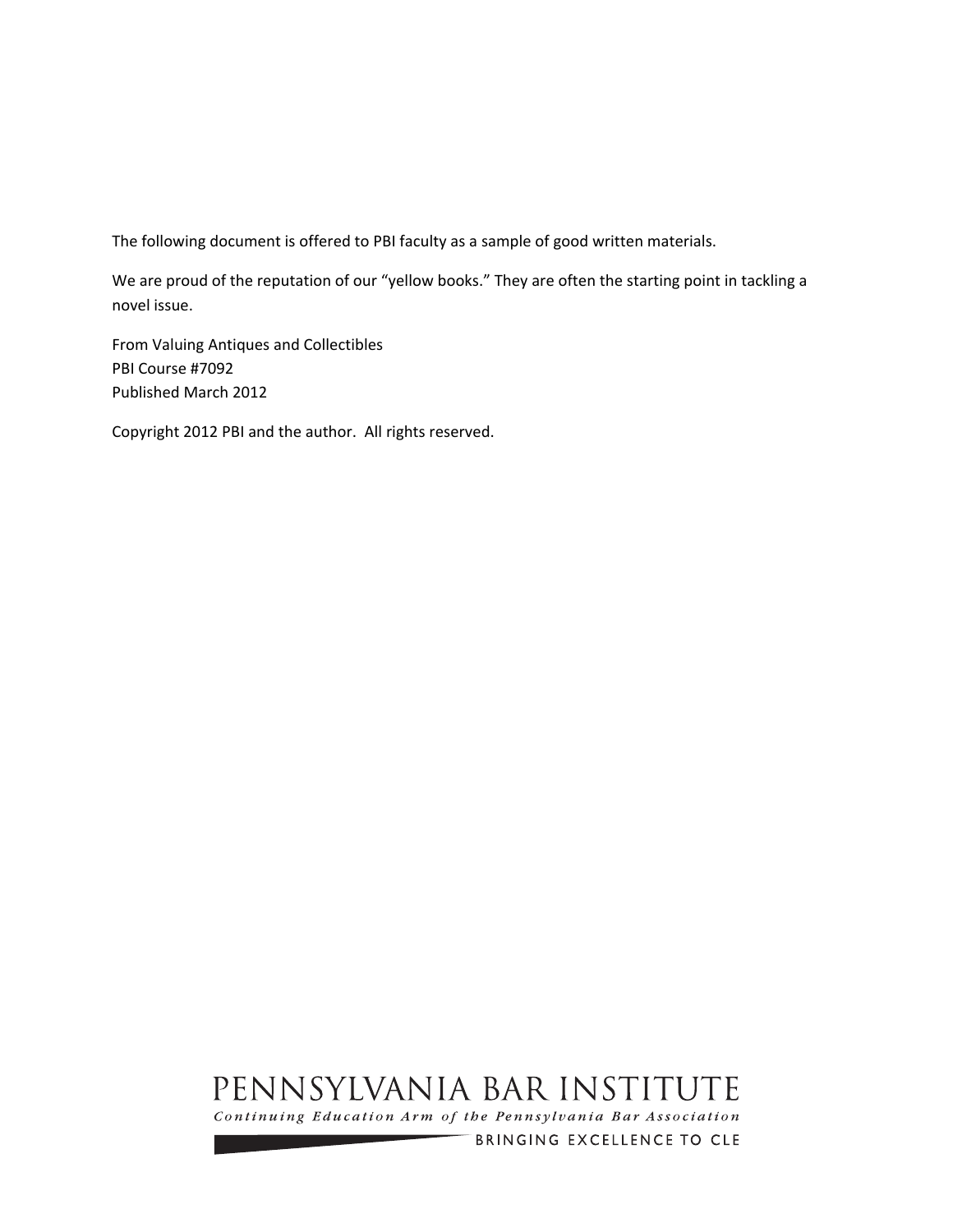The following document is offered to PBI faculty as a sample of good written materials.

We are proud of the reputation of our "yellow books." They are often the starting point in tackling a novel issue.

From Valuing Antiques and Collectibles
PBI Course #7092
Published March 2012

Copyright 2012 PBI and the author. All rights reserved.

PENNSYLVANIA BAR INSTITUTE

*Continuing Education Arm of the Pennsylvania Bar Association*

BRINGING EXCELLENCE TO CLE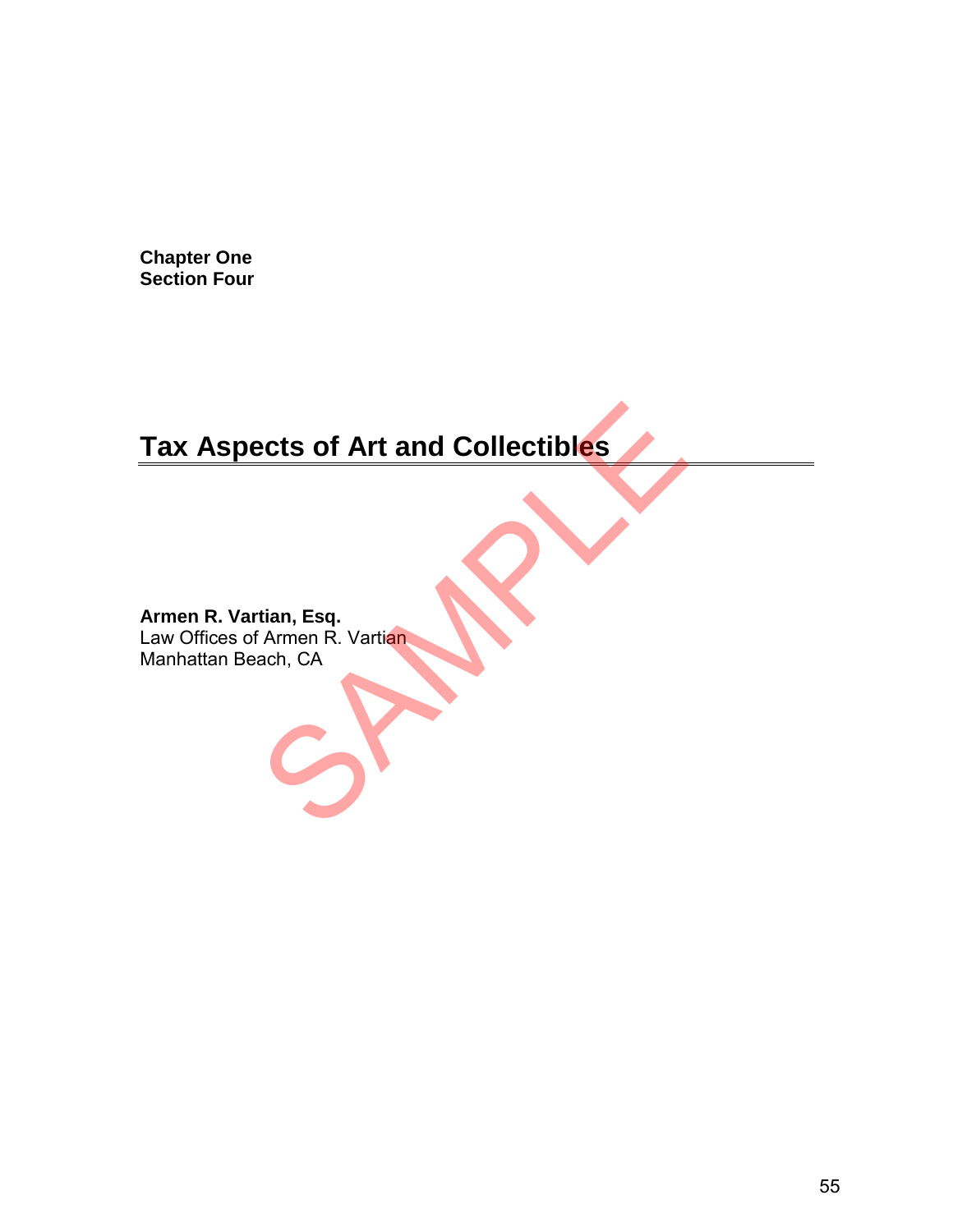**Chapter One**
**Section Four**

# Tax Aspects of Art and Collectibles

**Armen R. Vartian, Esq.**
Law Offices of Armen R. Vartian
Manhattan Beach, CA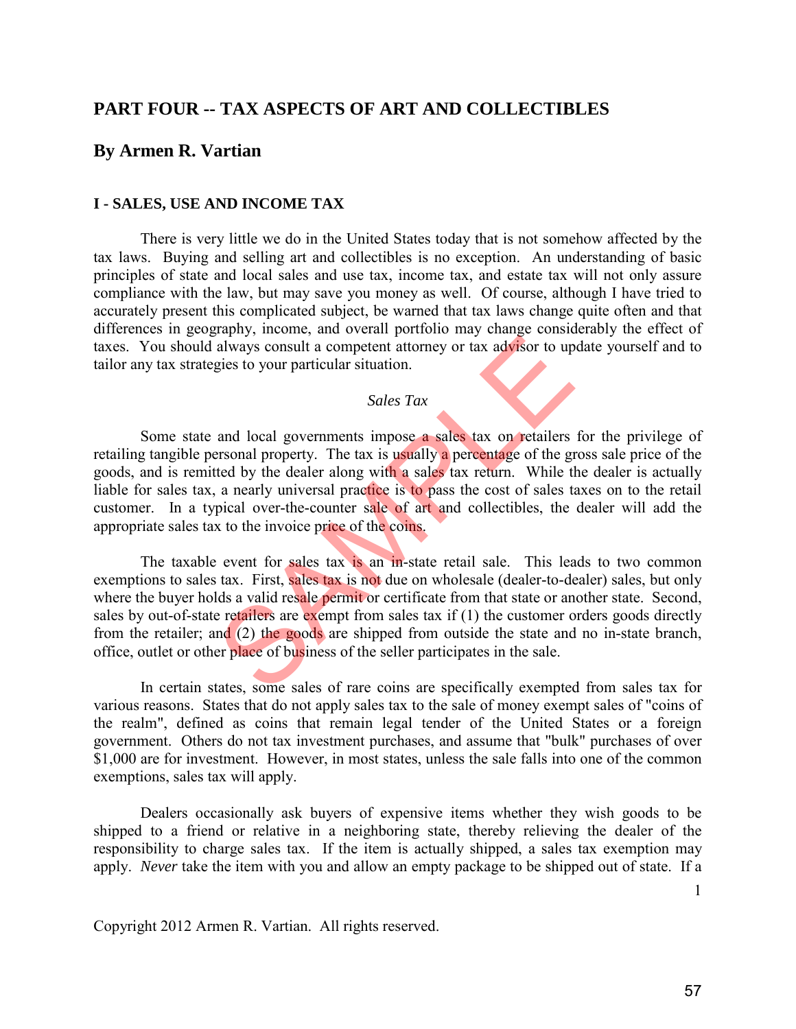## PART FOUR -- TAX ASPECTS OF ART AND COLLECTIBLES

## By Armen R. Vartian

### I - SALES, USE AND INCOME TAX

There is very little we do in the United States today that is not somehow affected by the tax laws. Buying and selling art and collectibles is no exception. An understanding of basic principles of state and local sales and use tax, income tax, and estate tax will not only assure compliance with the law, but may save you money as well. Of course, although I have tried to accurately present this complicated subject, be warned that tax laws change quite often and that differences in geography, income, and overall portfolio may change considerably the effect of taxes. You should always consult a competent attorney or tax advisor to update yourself and to tailor any tax strategies to your particular situation.

*Sales Tax*

Some state and local governments impose a sales tax on retailers for the privilege of retailing tangible personal property. The tax is usually a percentage of the gross sale price of the goods, and is remitted by the dealer along with a sales tax return. While the dealer is actually liable for sales tax, a nearly universal practice is to pass the cost of sales taxes on to the retail customer. In a typical over-the-counter sale of art and collectibles, the dealer will add the appropriate sales tax to the invoice price of the coins.

The taxable event for sales tax is an in-state retail sale. This leads to two common exemptions to sales tax. First, sales tax is not due on wholesale (dealer-to-dealer) sales, but only where the buyer holds a valid resale permit or certificate from that state or another state. Second, sales by out-of-state retailers are exempt from sales tax if (1) the customer orders goods directly from the retailer; and (2) the goods are shipped from outside the state and no in-state branch, office, outlet or other place of business of the seller participates in the sale.

In certain states, some sales of rare coins are specifically exempted from sales tax for various reasons. States that do not apply sales tax to the sale of money exempt sales of "coins of the realm", defined as coins that remain legal tender of the United States or a foreign government. Others do not tax investment purchases, and assume that "bulk" purchases of over $1,000 are for investment. However, in most states, unless the sale falls into one of the common exemptions, sales tax will apply.

Dealers occasionally ask buyers of expensive items whether they wish goods to be shipped to a friend or relative in a neighboring state, thereby relieving the dealer of the responsibility to charge sales tax. If the item is actually shipped, a sales tax exemption may apply. *Never* take the item with you and allow an empty package to be shipped out of state. If a

Copyright 2012 Armen R. Vartian. All rights reserved.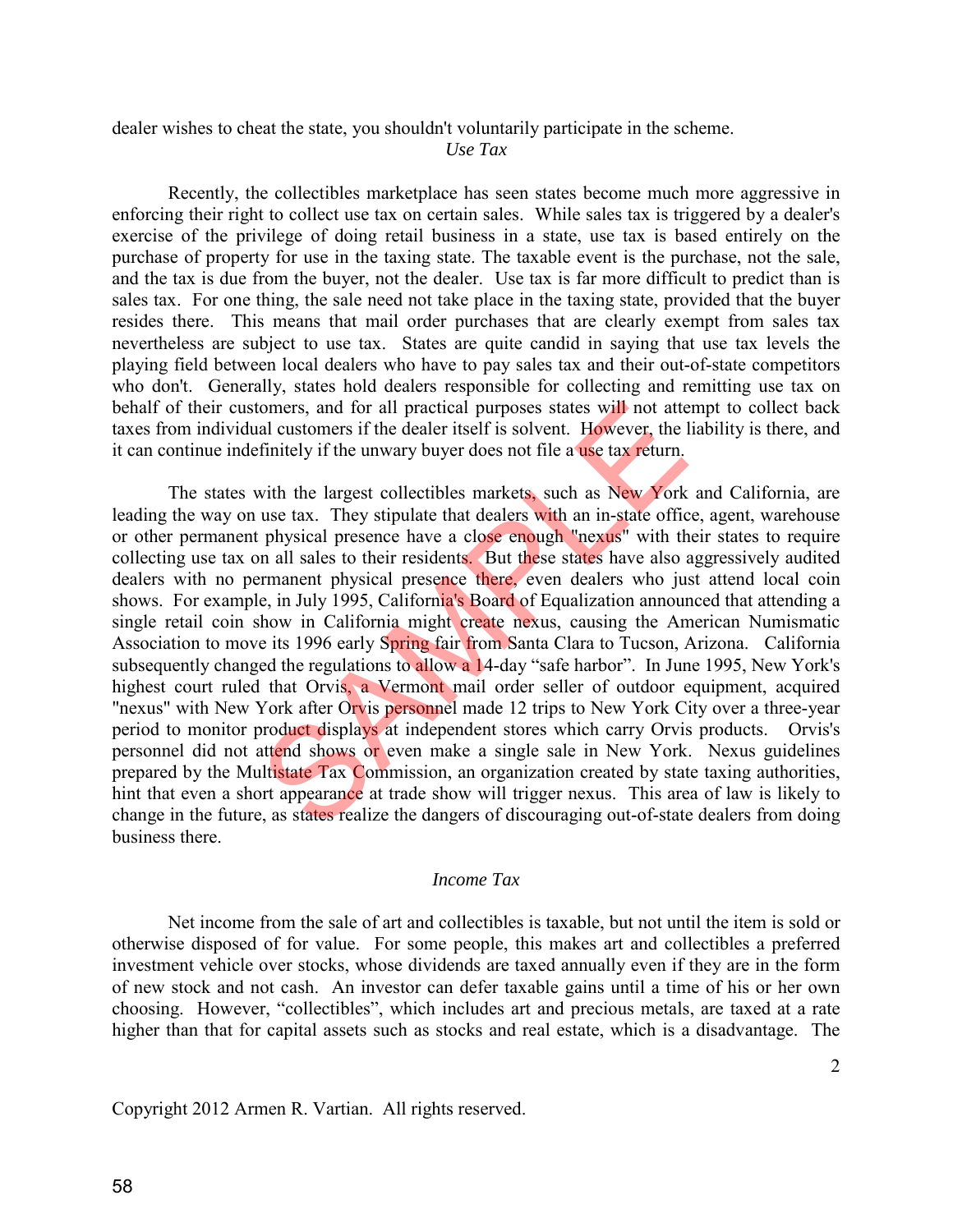dealer wishes to cheat the state, you shouldn't voluntarily participate in the scheme.

*Use Tax*

Recently, the collectibles marketplace has seen states become much more aggressive in enforcing their right to collect use tax on certain sales. While sales tax is triggered by a dealer's exercise of the privilege of doing retail business in a state, use tax is based entirely on the purchase of property for use in the taxing state. The taxable event is the purchase, not the sale, and the tax is due from the buyer, not the dealer. Use tax is far more difficult to predict than is sales tax. For one thing, the sale need not take place in the taxing state, provided that the buyer resides there. This means that mail order purchases that are clearly exempt from sales tax nevertheless are subject to use tax. States are quite candid in saying that use tax levels the playing field between local dealers who have to pay sales tax and their out-of-state competitors who don't. Generally, states hold dealers responsible for collecting and remitting use tax on behalf of their customers, and for all practical purposes states will not attempt to collect back taxes from individual customers if the dealer itself is solvent. However, the liability is there, and it can continue indefinitely if the unwary buyer does not file a use tax return.

The states with the largest collectibles markets, such as New York and California, are leading the way on use tax. They stipulate that dealers with an in-state office, agent, warehouse or other permanent physical presence have a close enough "nexus" with their states to require collecting use tax on all sales to their residents. But these states have also aggressively audited dealers with no permanent physical presence there, even dealers who just attend local coin shows. For example, in July 1995, California's Board of Equalization announced that attending a single retail coin show in California might create nexus, causing the American Numismatic Association to move its 1996 early Spring fair from Santa Clara to Tucson, Arizona. California subsequently changed the regulations to allow a 14-day "safe harbor". In June 1995, New York's highest court ruled that Orvis, a Vermont mail order seller of outdoor equipment, acquired "nexus" with New York after Orvis personnel made 12 trips to New York City over a three-year period to monitor product displays at independent stores which carry Orvis products. Orvis's personnel did not attend shows or even make a single sale in New York. Nexus guidelines prepared by the Multistate Tax Commission, an organization created by state taxing authorities, hint that even a short appearance at trade show will trigger nexus. This area of law is likely to change in the future, as states realize the dangers of discouraging out-of-state dealers from doing business there.

*Income Tax*

Net income from the sale of art and collectibles is taxable, but not until the item is sold or otherwise disposed of for value. For some people, this makes art and collectibles a preferred investment vehicle over stocks, whose dividends are taxed annually even if they are in the form of new stock and not cash. An investor can defer taxable gains until a time of his or her own choosing. However, "collectibles", which includes art and precious metals, are taxed at a rate higher than that for capital assets such as stocks and real estate, which is a disadvantage. The

Copyright 2012 Armen R. Vartian. All rights reserved.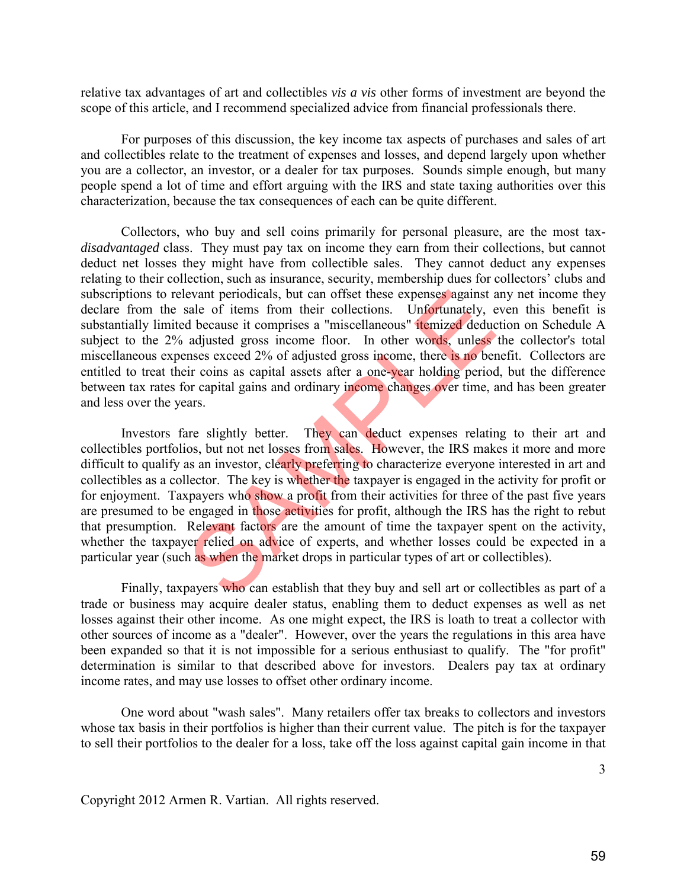relative tax advantages of art and collectibles *vis a vis* other forms of investment are beyond the scope of this article, and I recommend specialized advice from financial professionals there.

For purposes of this discussion, the key income tax aspects of purchases and sales of art and collectibles relate to the treatment of expenses and losses, and depend largely upon whether you are a collector, an investor, or a dealer for tax purposes. Sounds simple enough, but many people spend a lot of time and effort arguing with the IRS and state taxing authorities over this characterization, because the tax consequences of each can be quite different.

Collectors, who buy and sell coins primarily for personal pleasure, are the most tax-*disadvantaged* class. They must pay tax on income they earn from their collections, but cannot deduct net losses they might have from collectible sales. They cannot deduct any expenses relating to their collection, such as insurance, security, membership dues for collectors' clubs and subscriptions to relevant periodicals, but can offset these expenses against any net income they declare from the sale of items from their collections. Unfortunately, even this benefit is substantially limited because it comprises a "miscellaneous" itemized deduction on Schedule A subject to the 2% adjusted gross income floor. In other words, unless the collector's total miscellaneous expenses exceed 2% of adjusted gross income, there is no benefit. Collectors are entitled to treat their coins as capital assets after a one-year holding period, but the difference between tax rates for capital gains and ordinary income changes over time, and has been greater and less over the years.

Investors fare slightly better. They can deduct expenses relating to their art and collectibles portfolios, but not net losses from sales. However, the IRS makes it more and more difficult to qualify as an investor, clearly preferring to characterize everyone interested in art and collectibles as a collector. The key is whether the taxpayer is engaged in the activity for profit or for enjoyment. Taxpayers who show a profit from their activities for three of the past five years are presumed to be engaged in those activities for profit, although the IRS has the right to rebut that presumption. Relevant factors are the amount of time the taxpayer spent on the activity, whether the taxpayer relied on advice of experts, and whether losses could be expected in a particular year (such as when the market drops in particular types of art or collectibles).

Finally, taxpayers who can establish that they buy and sell art or collectibles as part of a trade or business may acquire dealer status, enabling them to deduct expenses as well as net losses against their other income. As one might expect, the IRS is loath to treat a collector with other sources of income as a "dealer". However, over the years the regulations in this area have been expanded so that it is not impossible for a serious enthusiast to qualify. The "for profit" determination is similar to that described above for investors. Dealers pay tax at ordinary income rates, and may use losses to offset other ordinary income.

One word about "wash sales". Many retailers offer tax breaks to collectors and investors whose tax basis in their portfolios is higher than their current value. The pitch is for the taxpayer to sell their portfolios to the dealer for a loss, take off the loss against capital gain income in that

Copyright 2012 Armen R. Vartian. All rights reserved.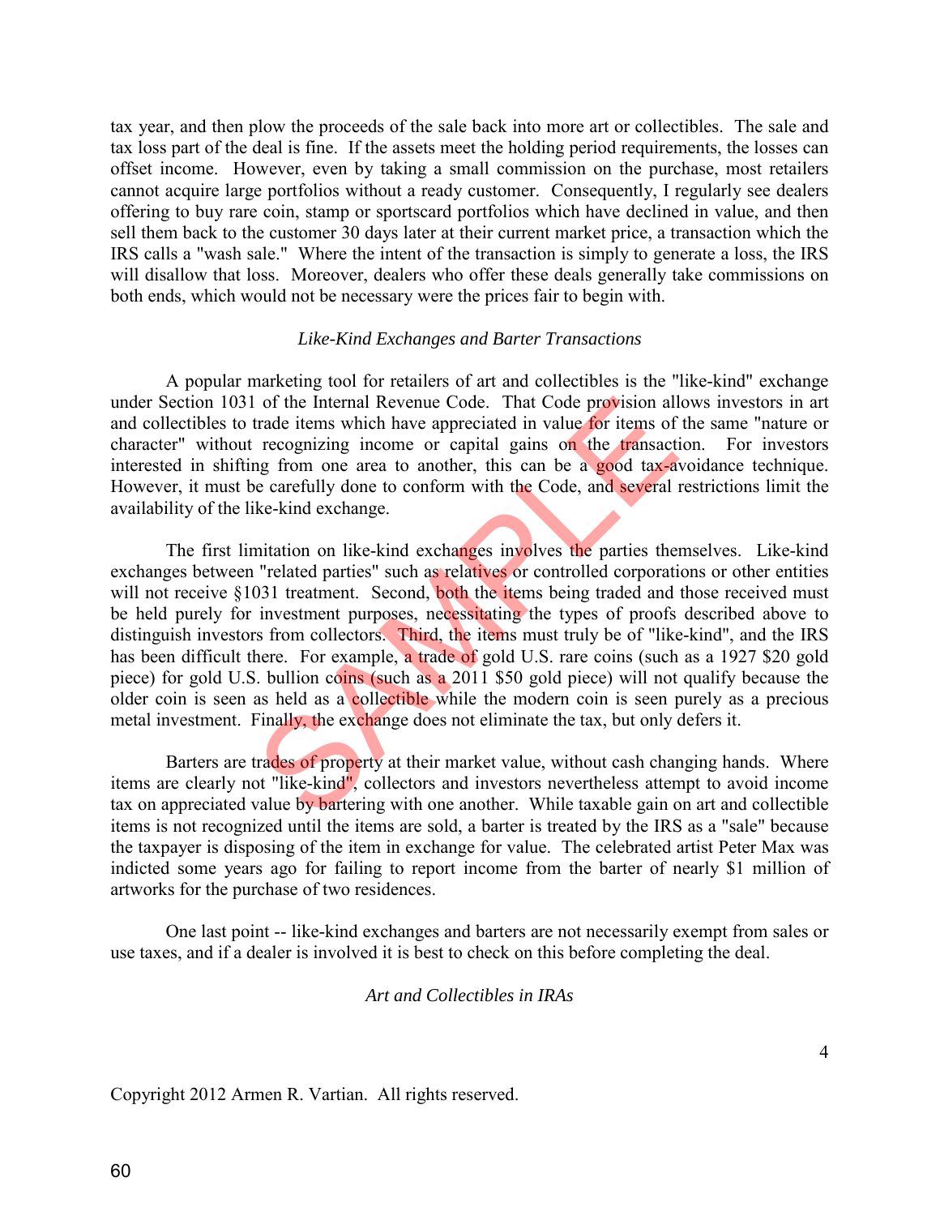tax year, and then plow the proceeds of the sale back into more art or collectibles. The sale and tax loss part of the deal is fine. If the assets meet the holding period requirements, the losses can offset income. However, even by taking a small commission on the purchase, most retailers cannot acquire large portfolios without a ready customer. Consequently, I regularly see dealers offering to buy rare coin, stamp or sportscard portfolios which have declined in value, and then sell them back to the customer 30 days later at their current market price, a transaction which the IRS calls a "wash sale." Where the intent of the transaction is simply to generate a loss, the IRS will disallow that loss. Moreover, dealers who offer these deals generally take commissions on both ends, which would not be necessary were the prices fair to begin with.

*Like-Kind Exchanges and Barter Transactions*

A popular marketing tool for retailers of art and collectibles is the "like-kind" exchange under Section 1031 of the Internal Revenue Code. That Code provision allows investors in art and collectibles to trade items which have appreciated in value for items of the same "nature or character" without recognizing income or capital gains on the transaction. For investors interested in shifting from one area to another, this can be a good tax-avoidance technique. However, it must be carefully done to conform with the Code, and several restrictions limit the availability of the like-kind exchange.

The first limitation on like-kind exchanges involves the parties themselves. Like-kind exchanges between "related parties" such as relatives or controlled corporations or other entities will not receive §1031 treatment. Second, both the items being traded and those received must be held purely for investment purposes, necessitating the types of proofs described above to distinguish investors from collectors. Third, the items must truly be of "like-kind", and the IRS has been difficult there. For example, a trade of gold U.S. rare coins (such as a 1927 $20 gold piece) for gold U.S. bullion coins (such as a 2011 $50 gold piece) will not qualify because the older coin is seen as held as a collectible while the modern coin is seen purely as a precious metal investment. Finally, the exchange does not eliminate the tax, but only defers it.

Barters are trades of property at their market value, without cash changing hands. Where items are clearly not "like-kind", collectors and investors nevertheless attempt to avoid income tax on appreciated value by bartering with one another. While taxable gain on art and collectible items is not recognized until the items are sold, a barter is treated by the IRS as a "sale" because the taxpayer is disposing of the item in exchange for value. The celebrated artist Peter Max was indicted some years ago for failing to report income from the barter of nearly $1 million of artworks for the purchase of two residences.

One last point -- like-kind exchanges and barters are not necessarily exempt from sales or use taxes, and if a dealer is involved it is best to check on this before completing the deal.

*Art and Collectibles in IRAs*

Copyright 2012 Armen R. Vartian. All rights reserved.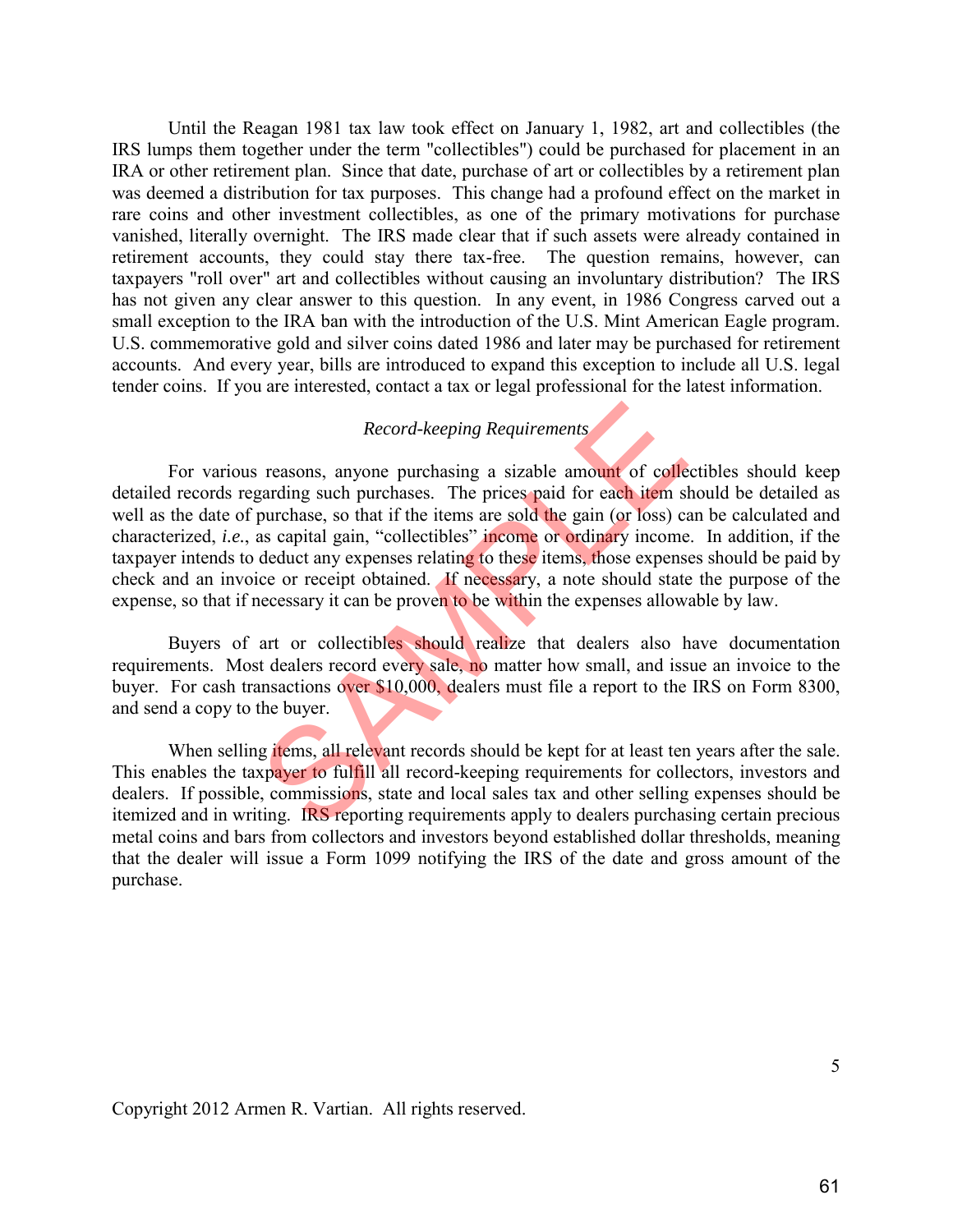Until the Reagan 1981 tax law took effect on January 1, 1982, art and collectibles (the IRS lumps them together under the term "collectibles") could be purchased for placement in an IRA or other retirement plan. Since that date, purchase of art or collectibles by a retirement plan was deemed a distribution for tax purposes. This change had a profound effect on the market in rare coins and other investment collectibles, as one of the primary motivations for purchase vanished, literally overnight. The IRS made clear that if such assets were already contained in retirement accounts, they could stay there tax-free. The question remains, however, can taxpayers "roll over" art and collectibles without causing an involuntary distribution? The IRS has not given any clear answer to this question. In any event, in 1986 Congress carved out a small exception to the IRA ban with the introduction of the U.S. Mint American Eagle program. U.S. commemorative gold and silver coins dated 1986 and later may be purchased for retirement accounts. And every year, bills are introduced to expand this exception to include all U.S. legal tender coins. If you are interested, contact a tax or legal professional for the latest information.

### *Record-keeping Requirements*

For various reasons, anyone purchasing a sizable amount of collectibles should keep detailed records regarding such purchases. The prices paid for each item should be detailed as well as the date of purchase, so that if the items are sold the gain (or loss) can be calculated and characterized, *i.e.*, as capital gain, "collectibles" income or ordinary income. In addition, if the taxpayer intends to deduct any expenses relating to these items, those expenses should be paid by check and an invoice or receipt obtained. If necessary, a note should state the purpose of the expense, so that if necessary it can be proven to be within the expenses allowable by law.

Buyers of art or collectibles should realize that dealers also have documentation requirements. Most dealers record every sale, no matter how small, and issue an invoice to the buyer. For cash transactions over $10,000, dealers must file a report to the IRS on Form 8300, and send a copy to the buyer.

When selling items, all relevant records should be kept for at least ten years after the sale. This enables the taxpayer to fulfill all record-keeping requirements for collectors, investors and dealers. If possible, commissions, state and local sales tax and other selling expenses should be itemized and in writing. IRS reporting requirements apply to dealers purchasing certain precious metal coins and bars from collectors and investors beyond established dollar thresholds, meaning that the dealer will issue a Form 1099 notifying the IRS of the date and gross amount of the purchase.

Copyright 2012 Armen R. Vartian. All rights reserved.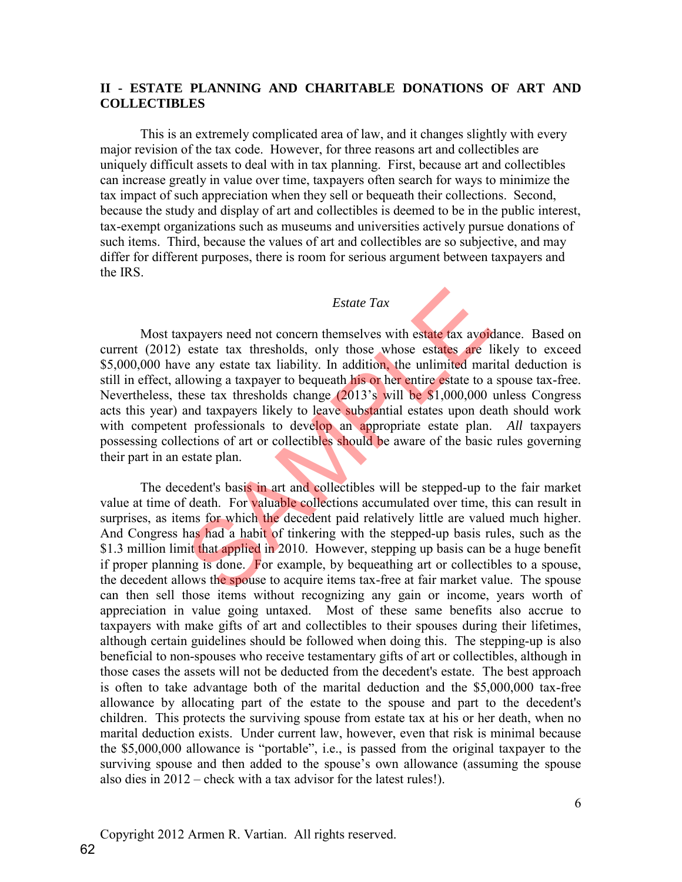## II - ESTATE PLANNING AND CHARITABLE DONATIONS OF ART AND COLLECTIBLES

This is an extremely complicated area of law, and it changes slightly with every major revision of the tax code. However, for three reasons art and collectibles are uniquely difficult assets to deal with in tax planning. First, because art and collectibles can increase greatly in value over time, taxpayers often search for ways to minimize the tax impact of such appreciation when they sell or bequeath their collections. Second, because the study and display of art and collectibles is deemed to be in the public interest, tax-exempt organizations such as museums and universities actively pursue donations of such items. Third, because the values of art and collectibles are so subjective, and may differ for different purposes, there is room for serious argument between taxpayers and the IRS.

### *Estate Tax*

Most taxpayers need not concern themselves with estate tax avoidance. Based on current (2012) estate tax thresholds, only those whose estates are likely to exceed \$5,000,000 have any estate tax liability. In addition, the unlimited marital deduction is still in effect, allowing a taxpayer to bequeath his or her entire estate to a spouse tax-free. Nevertheless, these tax thresholds change (2013's will be \$1,000,000 unless Congress acts this year) and taxpayers likely to leave substantial estates upon death should work with competent professionals to develop an appropriate estate plan. *All* taxpayers possessing collections of art or collectibles should be aware of the basic rules governing their part in an estate plan.

The decedent's basis in art and collectibles will be stepped-up to the fair market value at time of death. For valuable collections accumulated over time, this can result in surprises, as items for which the decedent paid relatively little are valued much higher. And Congress has had a habit of tinkering with the stepped-up basis rules, such as the \$1.3 million limit that applied in 2010. However, stepping up basis can be a huge benefit if proper planning is done. For example, by bequeathing art or collectibles to a spouse, the decedent allows the spouse to acquire items tax-free at fair market value. The spouse can then sell those items without recognizing any gain or income, years worth of appreciation in value going untaxed. Most of these same benefits also accrue to taxpayers with make gifts of art and collectibles to their spouses during their lifetimes, although certain guidelines should be followed when doing this. The stepping-up is also beneficial to non-spouses who receive testamentary gifts of art or collectibles, although in those cases the assets will not be deducted from the decedent's estate. The best approach is often to take advantage both of the marital deduction and the \$5,000,000 tax-free allowance by allocating part of the estate to the spouse and part to the decedent's children. This protects the surviving spouse from estate tax at his or her death, when no marital deduction exists. Under current law, however, even that risk is minimal because the \$5,000,000 allowance is "portable", i.e., is passed from the original taxpayer to the surviving spouse and then added to the spouse's own allowance (assuming the spouse also dies in 2012 – check with a tax advisor for the latest rules!).

Copyright 2012 Armen R. Vartian. All rights reserved.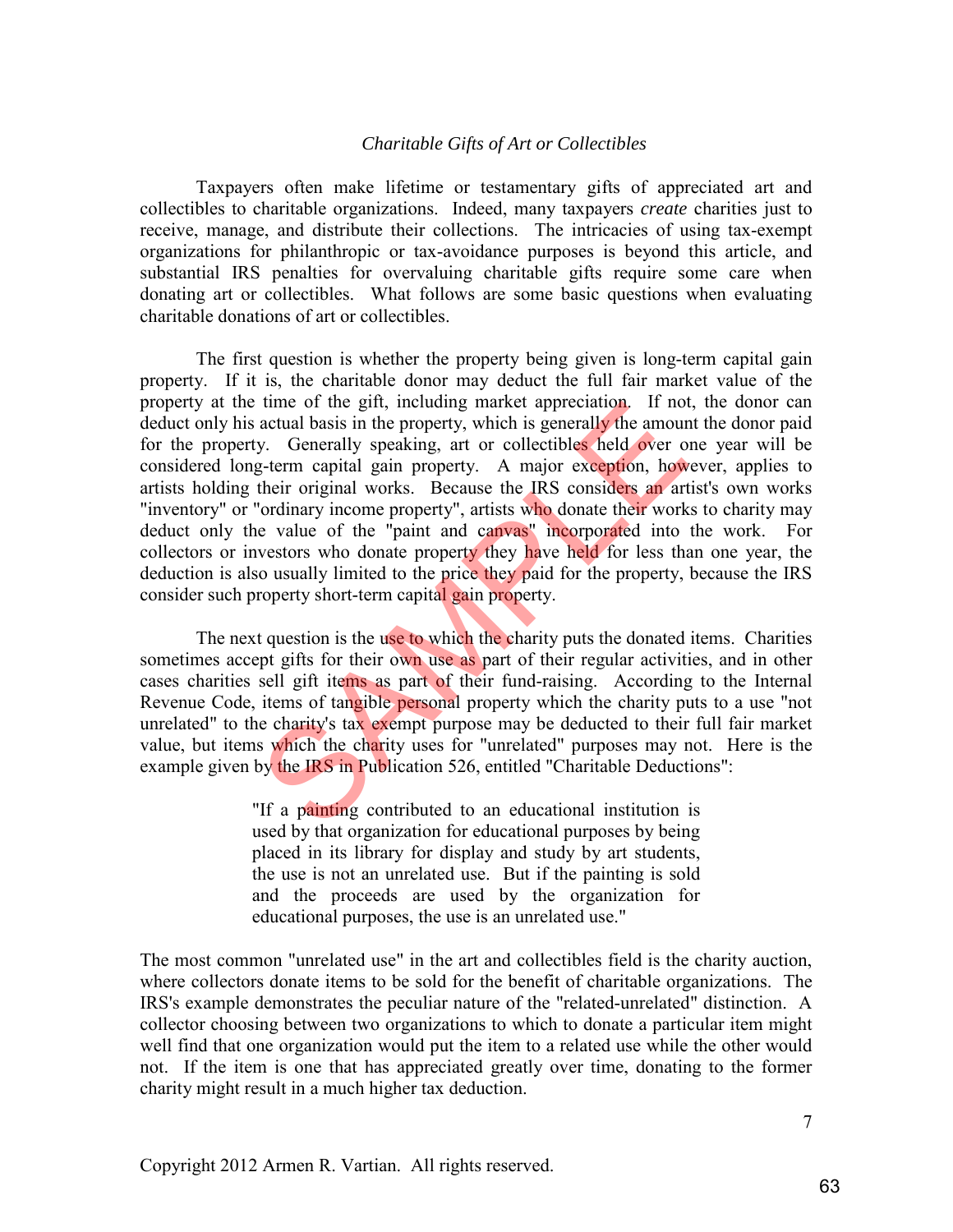*Charitable Gifts of Art or Collectibles*

Taxpayers often make lifetime or testamentary gifts of appreciated art and collectibles to charitable organizations. Indeed, many taxpayers *create* charities just to receive, manage, and distribute their collections. The intricacies of using tax-exempt organizations for philanthropic or tax-avoidance purposes is beyond this article, and substantial IRS penalties for overvaluing charitable gifts require some care when donating art or collectibles. What follows are some basic questions when evaluating charitable donations of art or collectibles.

The first question is whether the property being given is long-term capital gain property. If it is, the charitable donor may deduct the full fair market value of the property at the time of the gift, including market appreciation. If not, the donor can deduct only his actual basis in the property, which is generally the amount the donor paid for the property. Generally speaking, art or collectibles held over one year will be considered long-term capital gain property. A major exception, however, applies to artists holding their original works. Because the IRS considers an artist's own works "inventory" or "ordinary income property", artists who donate their works to charity may deduct only the value of the "paint and canvas" incorporated into the work. For collectors or investors who donate property they have held for less than one year, the deduction is also usually limited to the price they paid for the property, because the IRS consider such property short-term capital gain property.

The next question is the use to which the charity puts the donated items. Charities sometimes accept gifts for their own use as part of their regular activities, and in other cases charities sell gift items as part of their fund-raising. According to the Internal Revenue Code, items of tangible personal property which the charity puts to a use "not unrelated" to the charity's tax exempt purpose may be deducted to their full fair market value, but items which the charity uses for "unrelated" purposes may not. Here is the example given by the IRS in Publication 526, entitled "Charitable Deductions":

> "If a painting contributed to an educational institution is used by that organization for educational purposes by being placed in its library for display and study by art students, the use is not an unrelated use. But if the painting is sold and the proceeds are used by the organization for educational purposes, the use is an unrelated use."

The most common "unrelated use" in the art and collectibles field is the charity auction, where collectors donate items to be sold for the benefit of charitable organizations. The IRS's example demonstrates the peculiar nature of the "related-unrelated" distinction. A collector choosing between two organizations to which to donate a particular item might well find that one organization would put the item to a related use while the other would not. If the item is one that has appreciated greatly over time, donating to the former charity might result in a much higher tax deduction.

Copyright 2012 Armen R. Vartian. All rights reserved.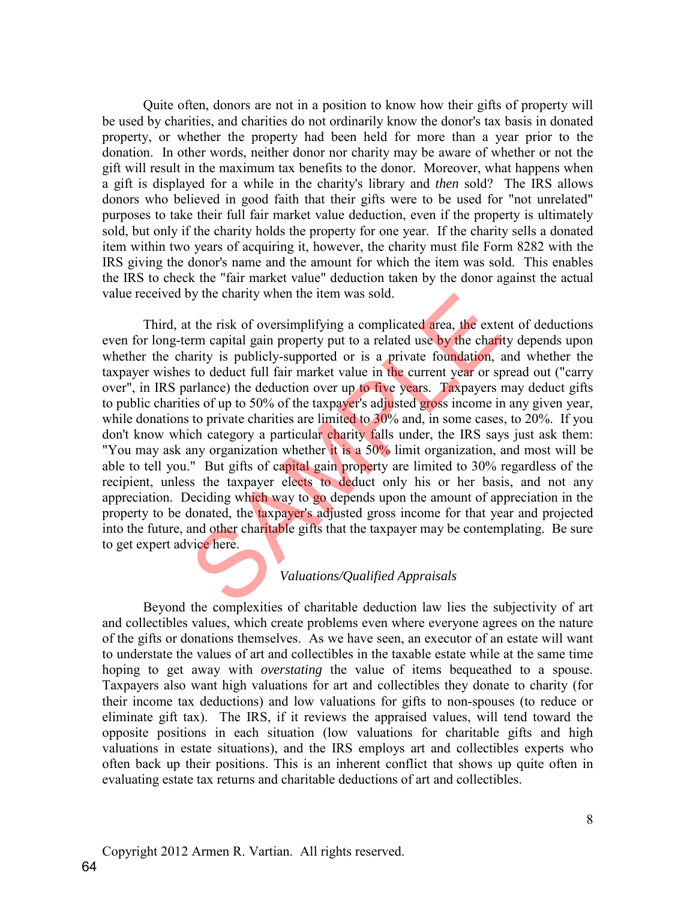Quite often, donors are not in a position to know how their gifts of property will be used by charities, and charities do not ordinarily know the donor's tax basis in donated property, or whether the property had been held for more than a year prior to the donation. In other words, neither donor nor charity may be aware of whether or not the gift will result in the maximum tax benefits to the donor. Moreover, what happens when a gift is displayed for a while in the charity's library and *then* sold? The IRS allows donors who believed in good faith that their gifts were to be used for "not unrelated" purposes to take their full fair market value deduction, even if the property is ultimately sold, but only if the charity holds the property for one year. If the charity sells a donated item within two years of acquiring it, however, the charity must file Form 8282 with the IRS giving the donor's name and the amount for which the item was sold. This enables the IRS to check the "fair market value" deduction taken by the donor against the actual value received by the charity when the item was sold.

Third, at the risk of oversimplifying a complicated area, the extent of deductions even for long-term capital gain property put to a related use by the charity depends upon whether the charity is publicly-supported or is a private foundation, and whether the taxpayer wishes to deduct full fair market value in the current year or spread out ("carry over", in IRS parlance) the deduction over up to five years. Taxpayers may deduct gifts to public charities of up to 50% of the taxpayer's adjusted gross income in any given year, while donations to private charities are limited to 30% and, in some cases, to 20%. If you don't know which category a particular charity falls under, the IRS says just ask them: "You may ask any organization whether it is a 50% limit organization, and most will be able to tell you." But gifts of capital gain property are limited to 30% regardless of the recipient, unless the taxpayer elects to deduct only his or her basis, and not any appreciation. Deciding which way to go depends upon the amount of appreciation in the property to be donated, the taxpayer's adjusted gross income for that year and projected into the future, and other charitable gifts that the taxpayer may be contemplating. Be sure to get expert advice here.

*Valuations/Qualified Appraisals*

Beyond the complexities of charitable deduction law lies the subjectivity of art and collectibles values, which create problems even where everyone agrees on the nature of the gifts or donations themselves. As we have seen, an executor of an estate will want to understate the values of art and collectibles in the taxable estate while at the same time hoping to get away with *overstating* the value of items bequeathed to a spouse. Taxpayers also want high valuations for art and collectibles they donate to charity (for their income tax deductions) and low valuations for gifts to non-spouses (to reduce or eliminate gift tax). The IRS, if it reviews the appraised values, will tend toward the opposite positions in each situation (low valuations for charitable gifts and high valuations in estate situations), and the IRS employs art and collectibles experts who often back up their positions. This is an inherent conflict that shows up quite often in evaluating estate tax returns and charitable deductions of art and collectibles.

Copyright 2012 Armen R. Vartian. All rights reserved.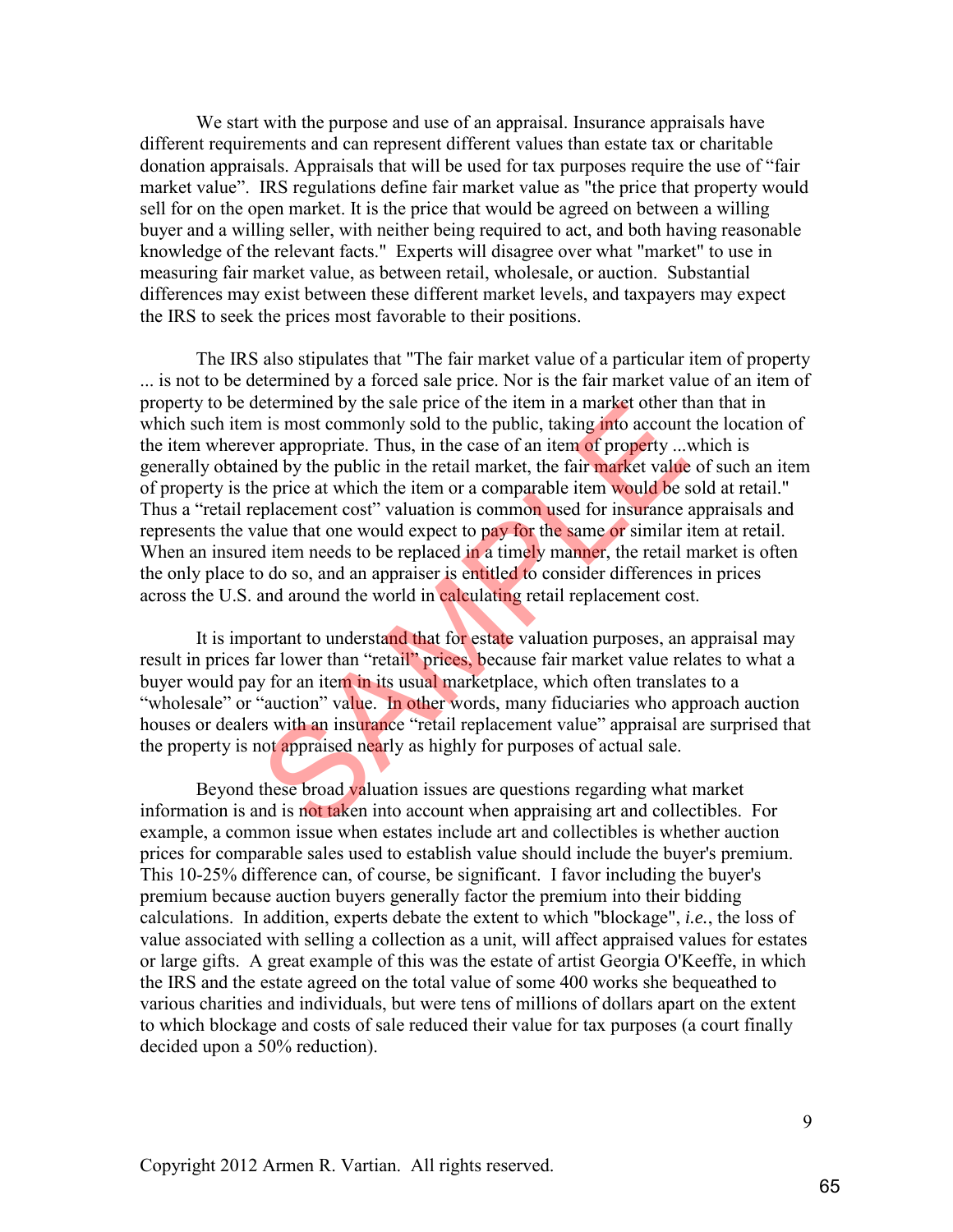We start with the purpose and use of an appraisal. Insurance appraisals have different requirements and can represent different values than estate tax or charitable donation appraisals. Appraisals that will be used for tax purposes require the use of "fair market value". IRS regulations define fair market value as "the price that property would sell for on the open market. It is the price that would be agreed on between a willing buyer and a willing seller, with neither being required to act, and both having reasonable knowledge of the relevant facts." Experts will disagree over what "market" to use in measuring fair market value, as between retail, wholesale, or auction. Substantial differences may exist between these different market levels, and taxpayers may expect the IRS to seek the prices most favorable to their positions.

The IRS also stipulates that "The fair market value of a particular item of property ... is not to be determined by a forced sale price. Nor is the fair market value of an item of property to be determined by the sale price of the item in a market other than that in which such item is most commonly sold to the public, taking into account the location of the item wherever appropriate. Thus, in the case of an item of property ...which is generally obtained by the public in the retail market, the fair market value of such an item of property is the price at which the item or a comparable item would be sold at retail." Thus a "retail replacement cost" valuation is common used for insurance appraisals and represents the value that one would expect to pay for the same or similar item at retail. When an insured item needs to be replaced in a timely manner, the retail market is often the only place to do so, and an appraiser is entitled to consider differences in prices across the U.S. and around the world in calculating retail replacement cost.

It is important to understand that for estate valuation purposes, an appraisal may result in prices far lower than "retail" prices, because fair market value relates to what a buyer would pay for an item in its usual marketplace, which often translates to a "wholesale" or "auction" value. In other words, many fiduciaries who approach auction houses or dealers with an insurance "retail replacement value" appraisal are surprised that the property is not appraised nearly as highly for purposes of actual sale.

Beyond these broad valuation issues are questions regarding what market information is and is not taken into account when appraising art and collectibles. For example, a common issue when estates include art and collectibles is whether auction prices for comparable sales used to establish value should include the buyer's premium. This 10-25% difference can, of course, be significant. I favor including the buyer's premium because auction buyers generally factor the premium into their bidding calculations. In addition, experts debate the extent to which "blockage", *i.e.*, the loss of value associated with selling a collection as a unit, will affect appraised values for estates or large gifts. A great example of this was the estate of artist Georgia O'Keeffe, in which the IRS and the estate agreed on the total value of some 400 works she bequeathed to various charities and individuals, but were tens of millions of dollars apart on the extent to which blockage and costs of sale reduced their value for tax purposes (a court finally decided upon a 50% reduction).

Copyright 2012 Armen R. Vartian. All rights reserved.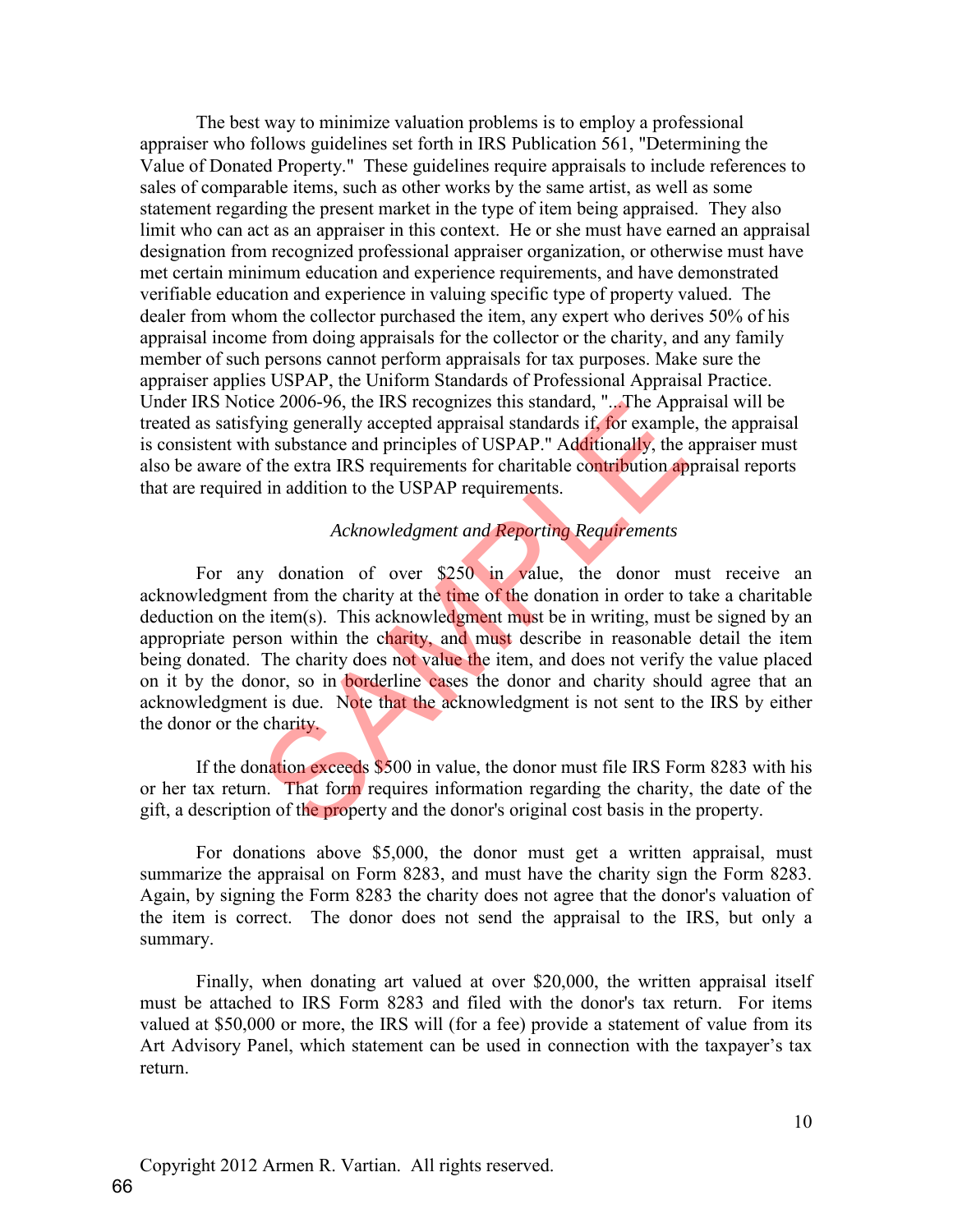The best way to minimize valuation problems is to employ a professional appraiser who follows guidelines set forth in IRS Publication 561, "Determining the Value of Donated Property." These guidelines require appraisals to include references to sales of comparable items, such as other works by the same artist, as well as some statement regarding the present market in the type of item being appraised. They also limit who can act as an appraiser in this context. He or she must have earned an appraisal designation from recognized professional appraiser organization, or otherwise must have met certain minimum education and experience requirements, and have demonstrated verifiable education and experience in valuing specific type of property valued. The dealer from whom the collector purchased the item, any expert who derives 50% of his appraisal income from doing appraisals for the collector or the charity, and any family member of such persons cannot perform appraisals for tax purposes. Make sure the appraiser applies USPAP, the Uniform Standards of Professional Appraisal Practice. Under IRS Notice 2006-96, the IRS recognizes this standard, "...The Appraisal will be treated as satisfying generally accepted appraisal standards if, for example, the appraisal is consistent with substance and principles of USPAP." Additionally, the appraiser must also be aware of the extra IRS requirements for charitable contribution appraisal reports that are required in addition to the USPAP requirements.

*Acknowledgment and Reporting Requirements*

For any donation of over $250 in value, the donor must receive an acknowledgment from the charity at the time of the donation in order to take a charitable deduction on the item(s). This acknowledgment must be in writing, must be signed by an appropriate person within the charity, and must describe in reasonable detail the item being donated. The charity does not value the item, and does not verify the value placed on it by the donor, so in borderline cases the donor and charity should agree that an acknowledgment is due. Note that the acknowledgment is not sent to the IRS by either the donor or the charity.

If the donation exceeds $500 in value, the donor must file IRS Form 8283 with his or her tax return. That form requires information regarding the charity, the date of the gift, a description of the property and the donor's original cost basis in the property.

For donations above $5,000, the donor must get a written appraisal, must summarize the appraisal on Form 8283, and must have the charity sign the Form 8283. Again, by signing the Form 8283 the charity does not agree that the donor's valuation of the item is correct. The donor does not send the appraisal to the IRS, but only a summary.

Finally, when donating art valued at over $20,000, the written appraisal itself must be attached to IRS Form 8283 and filed with the donor's tax return. For items valued at $50,000 or more, the IRS will (for a fee) provide a statement of value from its Art Advisory Panel, which statement can be used in connection with the taxpayer's tax return.

Copyright 2012 Armen R. Vartian. All rights reserved.